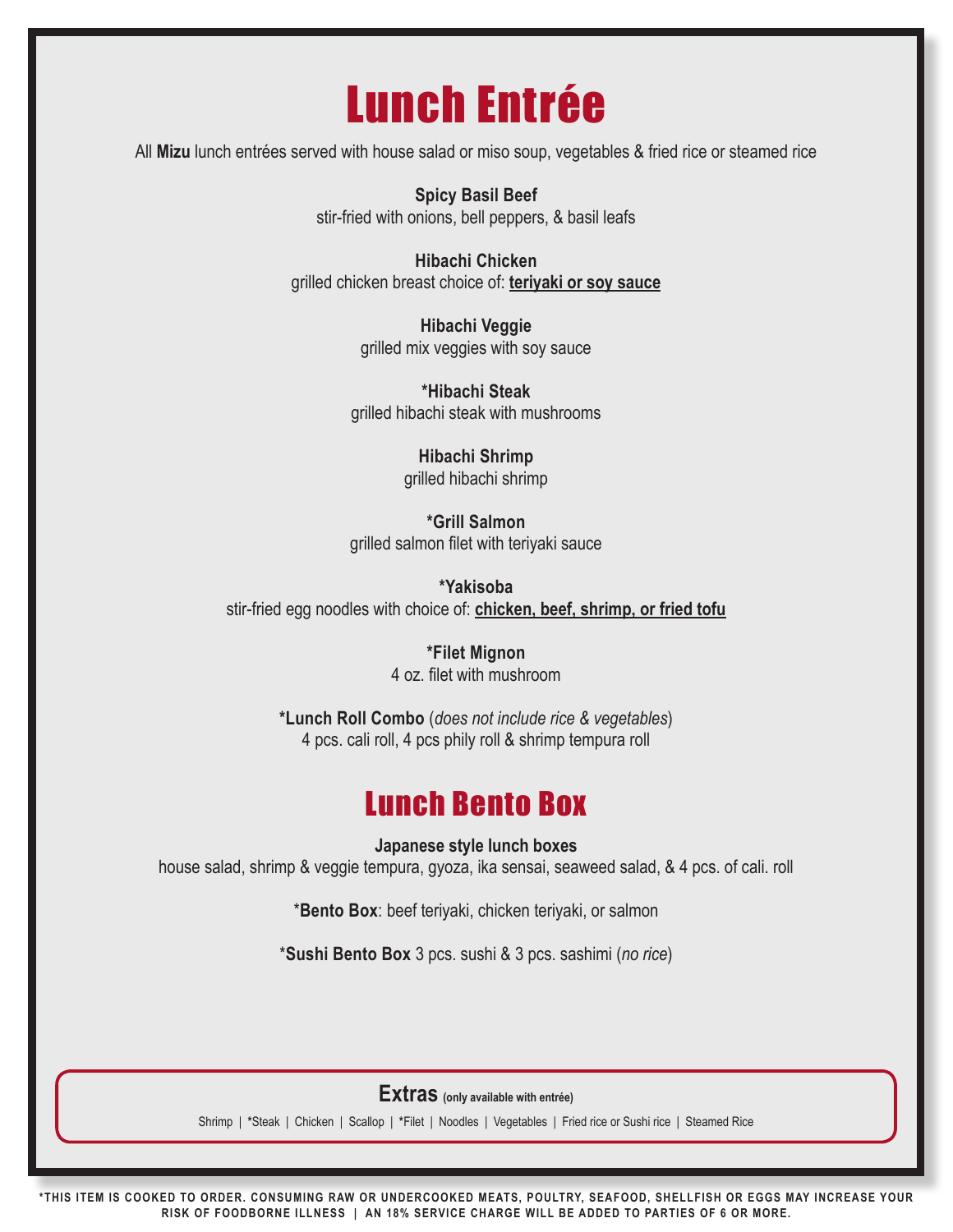# Lunch Entrée

All **Mizu** lunch entrées served with house salad or miso soup, vegetables & fried rice or steamed rice

**Spicy Basil Beef**
stir-fried with onions, bell peppers, & basil leafs

**Hibachi Chicken**
grilled chicken breast choice of: **teriyaki or soy sauce**

**Hibachi Veggie**
grilled mix veggies with soy sauce

**\*Hibachi Steak**
grilled hibachi steak with mushrooms

**Hibachi Shrimp**
grilled hibachi shrimp

**\*Grill Salmon**
grilled salmon filet with teriyaki sauce

**\*Yakisoba**
stir-fried egg noodles with choice of: **chicken, beef, shrimp, or fried tofu**

**\*Filet Mignon**
4 oz. filet with mushroom

**\*Lunch Roll Combo** (*does not include rice & vegetables*)
4 pcs. cali roll, 4 pcs phily roll & shrimp tempura roll

# Lunch Bento Box

**Japanese style lunch boxes**
house salad, shrimp & veggie tempura, gyoza, ika sensai, seaweed salad, & 4 pcs. of cali. roll

\***Bento Box**: beef teriyaki, chicken teriyaki, or salmon

\***Sushi Bento Box** 3 pcs. sushi & 3 pcs. sashimi (*no rice*)

## Extras (only available with entrée)

Shrimp | \*Steak | Chicken | Scallop | \*Filet | Noodles | Vegetables | Fried rice or Sushi rice | Steamed Rice

\*THIS ITEM IS COOKED TO ORDER. CONSUMING RAW OR UNDERCOOKED MEATS, POULTRY, SEAFOOD, SHELLFISH OR EGGS MAY INCREASE YOUR RISK OF FOODBORNE ILLNESS | AN 18% SERVICE CHARGE WILL BE ADDED TO PARTIES OF 6 OR MORE.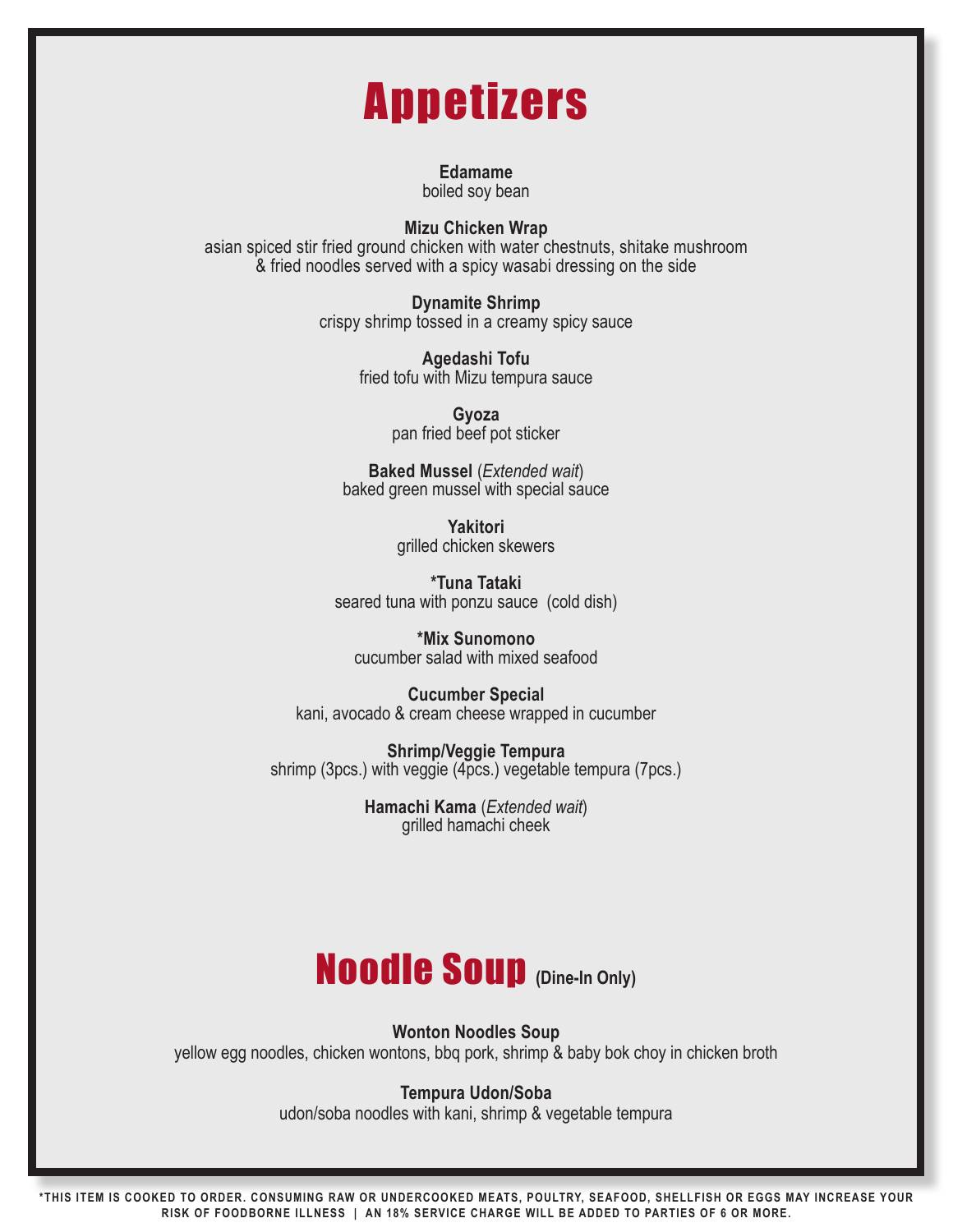# Appetizers

**Edamame**
boiled soy bean

**Mizu Chicken Wrap**
asian spiced stir fried ground chicken with water chestnuts, shitake mushroom & fried noodles served with a spicy wasabi dressing on the side

**Dynamite Shrimp**
crispy shrimp tossed in a creamy spicy sauce

**Agedashi Tofu**
fried tofu with Mizu tempura sauce

**Gyoza**
pan fried beef pot sticker

**Baked Mussel** (*Extended wait*)
baked green mussel with special sauce

**Yakitori**
grilled chicken skewers

**\*Tuna Tataki**
seared tuna with ponzu sauce (cold dish)

**\*Mix Sunomono**
cucumber salad with mixed seafood

**Cucumber Special**
kani, avocado & cream cheese wrapped in cucumber

**Shrimp/Veggie Tempura**
shrimp (3pcs.) with veggie (4pcs.) vegetable tempura (7pcs.)

**Hamachi Kama** (*Extended wait*)
grilled hamachi cheek

# Noodle Soup **(Dine-In Only)**

**Wonton Noodles Soup**
yellow egg noodles, chicken wontons, bbq pork, shrimp & baby bok choy in chicken broth

**Tempura Udon/Soba**
udon/soba noodles with kani, shrimp & vegetable tempura

\*THIS ITEM IS COOKED TO ORDER. CONSUMING RAW OR UNDERCOOKED MEATS, POULTRY, SEAFOOD, SHELLFISH OR EGGS MAY INCREASE YOUR RISK OF FOODBORNE ILLNESS | AN 18% SERVICE CHARGE WILL BE ADDED TO PARTIES OF 6 OR MORE.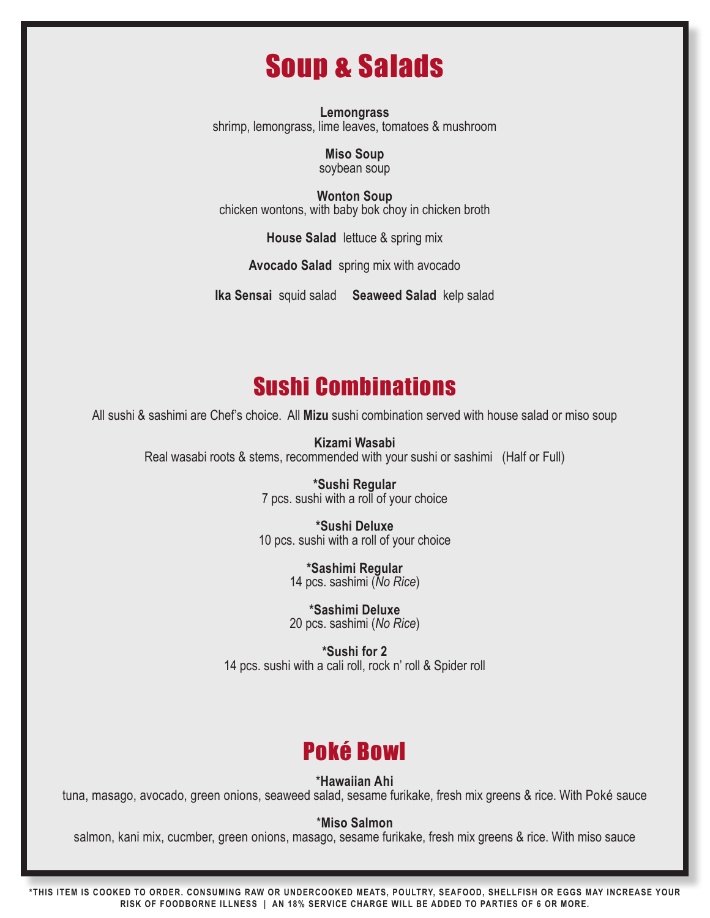# Soup & Salads

**Lemongrass**
shrimp, lemongrass, lime leaves, tomatoes & mushroom

**Miso Soup**
soybean soup

**Wonton Soup**
chicken wontons, with baby bok choy in chicken broth

**House Salad** lettuce & spring mix

**Avocado Salad** spring mix with avocado

**Ika Sensai** squid salad **Seaweed Salad** kelp salad

# Sushi Combinations

All sushi & sashimi are Chef's choice. All **Mizu** sushi combination served with house salad or miso soup

**Kizami Wasabi**
Real wasabi roots & stems, recommended with your sushi or sashimi (Half or Full)

**\*Sushi Regular**
7 pcs. sushi with a roll of your choice

**\*Sushi Deluxe**
10 pcs. sushi with a roll of your choice

**\*Sashimi Regular**
14 pcs. sashimi (*No Rice*)

**\*Sashimi Deluxe**
20 pcs. sashimi (*No Rice*)

**\*Sushi for 2**
14 pcs. sushi with a cali roll, rock n' roll & Spider roll

# Poké Bowl

\***Hawaiian Ahi**
tuna, masago, avocado, green onions, seaweed salad, sesame furikake, fresh mix greens & rice. With Poké sauce

\***Miso Salmon**
salmon, kani mix, cucmber, green onions, masago, sesame furikake, fresh mix greens & rice. With miso sauce

\*THIS ITEM IS COOKED TO ORDER. CONSUMING RAW OR UNDERCOOKED MEATS, POULTRY, SEAFOOD, SHELLFISH OR EGGS MAY INCREASE YOUR RISK OF FOODBORNE ILLNESS | AN 18% SERVICE CHARGE WILL BE ADDED TO PARTIES OF 6 OR MORE.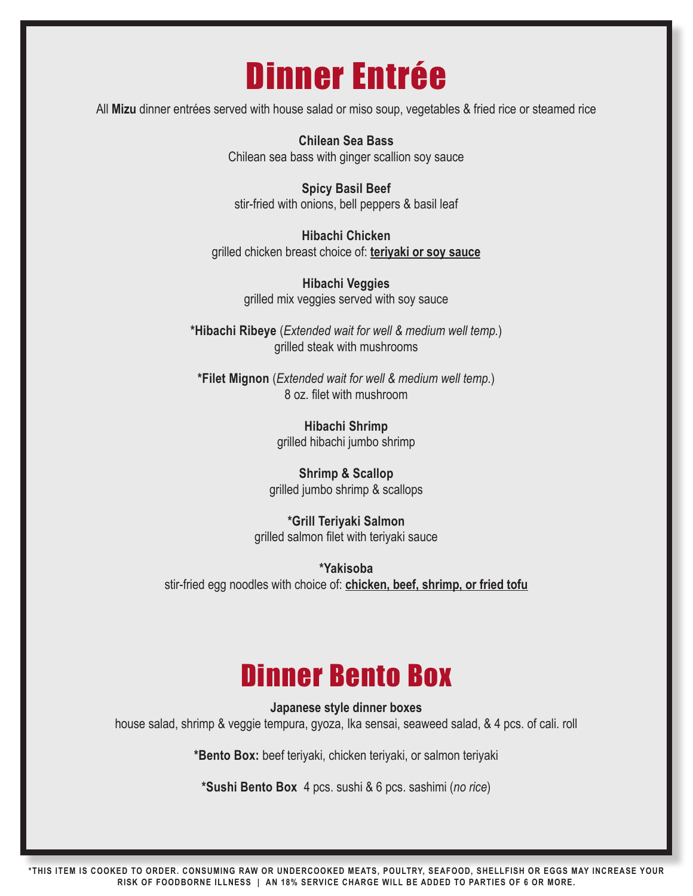# Dinner Entrée

All **Mizu** dinner entrées served with house salad or miso soup, vegetables & fried rice or steamed rice

**Chilean Sea Bass**
Chilean sea bass with ginger scallion soy sauce

**Spicy Basil Beef**
stir-fried with onions, bell peppers & basil leaf

**Hibachi Chicken**
grilled chicken breast choice of: **teriyaki or soy sauce**

**Hibachi Veggies**
grilled mix veggies served with soy sauce

***Hibachi Ribeye** (*Extended wait for well & medium well temp.*)
grilled steak with mushrooms

***Filet Mignon** (*Extended wait for well & medium well temp.*)
8 oz. filet with mushroom

**Hibachi Shrimp**
grilled hibachi jumbo shrimp

**Shrimp & Scallop**
grilled jumbo shrimp & scallops

***Grill Teriyaki Salmon**
grilled salmon filet with teriyaki sauce

***Yakisoba**
stir-fried egg noodles with choice of: **chicken, beef, shrimp, or fried tofu**

# Dinner Bento Box

**Japanese style dinner boxes**
house salad, shrimp & veggie tempura, gyoza, Ika sensai, seaweed salad, & 4 pcs. of cali. roll

***Bento Box:** beef teriyaki, chicken teriyaki, or salmon teriyaki

***Sushi Bento Box** 4 pcs. sushi & 6 pcs. sashimi (*no rice*)

*THIS ITEM IS COOKED TO ORDER. CONSUMING RAW OR UNDERCOOKED MEATS, POULTRY, SEAFOOD, SHELLFISH OR EGGS MAY INCREASE YOUR RISK OF FOODBORNE ILLNESS | AN 18% SERVICE CHARGE WILL BE ADDED TO PARTIES OF 6 OR MORE.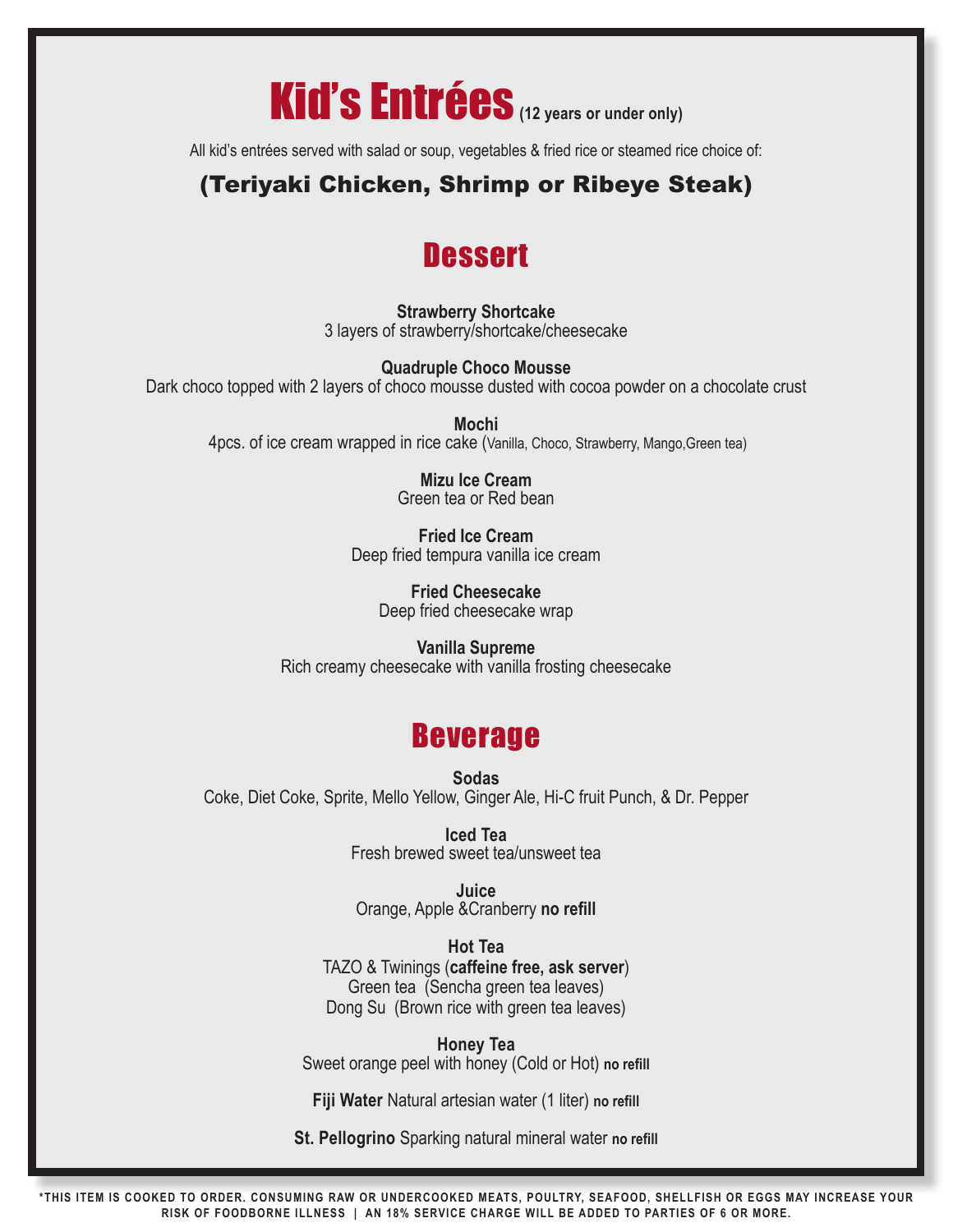# Kid's Entrées **(12 years or under only)**

All kid's entrées served with salad or soup, vegetables & fried rice or steamed rice choice of:

### (Teriyaki Chicken, Shrimp or Ribeye Steak)

## Dessert

**Strawberry Shortcake**
3 layers of strawberry/shortcake/cheesecake

**Quadruple Choco Mousse**
Dark choco topped with 2 layers of choco mousse dusted with cocoa powder on a chocolate crust

**Mochi**
4pcs. of ice cream wrapped in rice cake (Vanilla, Choco, Strawberry, Mango,Green tea)

**Mizu Ice Cream**
Green tea or Red bean

**Fried Ice Cream**
Deep fried tempura vanilla ice cream

**Fried Cheesecake**
Deep fried cheesecake wrap

**Vanilla Supreme**
Rich creamy cheesecake with vanilla frosting cheesecake

## Beverage

**Sodas**
Coke, Diet Coke, Sprite, Mello Yellow, Ginger Ale, Hi-C fruit Punch, & Dr. Pepper

**Iced Tea**
Fresh brewed sweet tea/unsweet tea

**Juice**
Orange, Apple &Cranberry **no refill**

**Hot Tea**
TAZO & Twinings (**caffeine free, ask server**)
Green tea (Sencha green tea leaves)
Dong Su (Brown rice with green tea leaves)

**Honey Tea**
Sweet orange peel with honey (Cold or Hot) **no refill**

**Fiji Water** Natural artesian water (1 liter) **no refill**

**St. Pellogrino** Sparking natural mineral water **no refill**

*THIS ITEM IS COOKED TO ORDER. CONSUMING RAW OR UNDERCOOKED MEATS, POULTRY, SEAFOOD, SHELLFISH OR EGGS MAY INCREASE YOUR RISK OF FOODBORNE ILLNESS | AN 18% SERVICE CHARGE WILL BE ADDED TO PARTIES OF 6 OR MORE.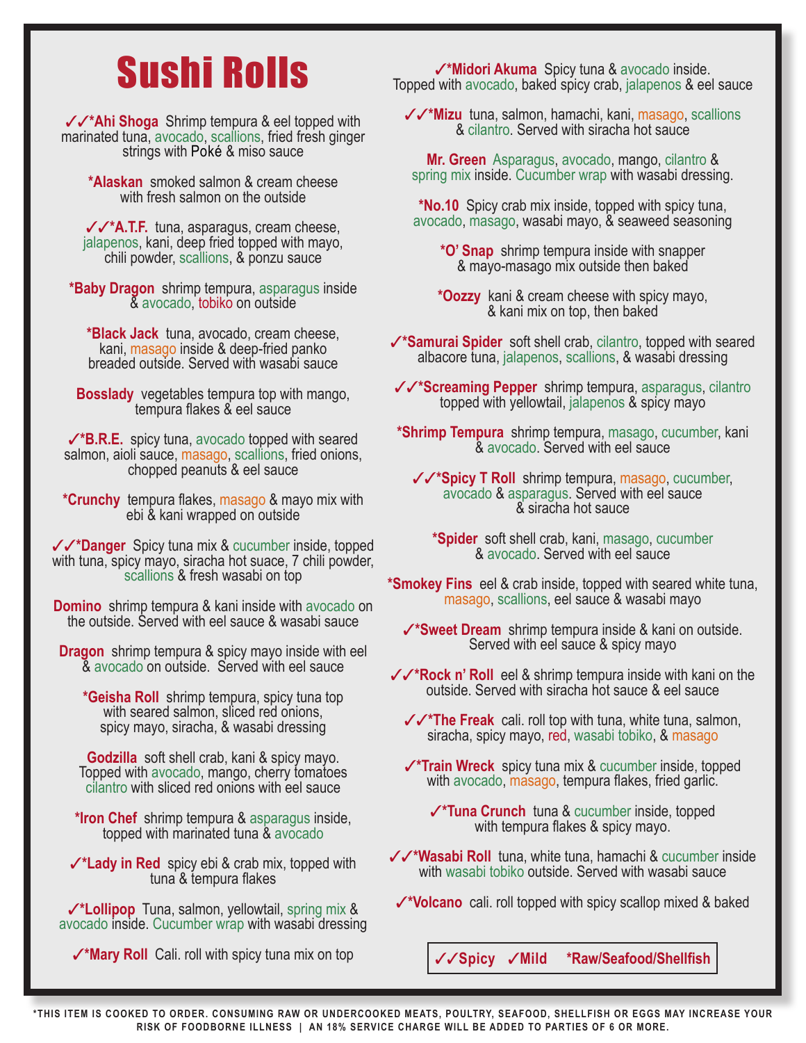# Sushi Rolls

**✓✓*Ahi Shoga** Shrimp tempura & eel topped with marinated tuna, avocado, scallions, fried fresh ginger strings with Poké & miso sauce

***Alaskan** smoked salmon & cream cheese with fresh salmon on the outside

**✓✓*A.T.F.** tuna, asparagus, cream cheese, jalapenos, kani, deep fried topped with mayo, chili powder, scallions, & ponzu sauce

***Baby Dragon** shrimp tempura, asparagus inside & avocado, tobiko on outside

***Black Jack** tuna, avocado, cream cheese, kani, masago inside & deep-fried panko breaded outside. Served with wasabi sauce

**Bosslady** vegetables tempura top with mango, tempura flakes & eel sauce

**✓*B.R.E.** spicy tuna, avocado topped with seared salmon, aioli sauce, masago, scallions, fried onions, chopped peanuts & eel sauce

***Crunchy** tempura flakes, masago & mayo mix with ebi & kani wrapped on outside

**✓✓*Danger** Spicy tuna mix & cucumber inside, topped with tuna, spicy mayo, siracha hot suace, 7 chili powder, scallions & fresh wasabi on top

**Domino** shrimp tempura & kani inside with avocado on the outside. Served with eel sauce & wasabi sauce

**Dragon** shrimp tempura & spicy mayo inside with eel & avocado on outside. Served with eel sauce

***Geisha Roll** shrimp tempura, spicy tuna top with seared salmon, sliced red onions, spicy mayo, siracha, & wasabi dressing

**Godzilla** soft shell crab, kani & spicy mayo. Topped with avocado, mango, cherry tomatoes cilantro with sliced red onions with eel sauce

***Iron Chef** shrimp tempura & asparagus inside, topped with marinated tuna & avocado

**✓*Lady in Red** spicy ebi & crab mix, topped with tuna & tempura flakes

**✓*Lollipop** Tuna, salmon, yellowtail, spring mix & avocado inside. Cucumber wrap with wasabi dressing

**✓*Mary Roll** Cali. roll with spicy tuna mix on top

**✓*Midori Akuma** Spicy tuna & avocado inside. Topped with avocado, baked spicy crab, jalapenos & eel sauce

**✓✓*Mizu** tuna, salmon, hamachi, kani, masago, scallions & cilantro. Served with siracha hot sauce

**Mr. Green** Asparagus, avocado, mango, cilantro & spring mix inside. Cucumber wrap with wasabi dressing.

***No.10** Spicy crab mix inside, topped with spicy tuna, avocado, masago, wasabi mayo, & seaweed seasoning

***O' Snap** shrimp tempura inside with snapper & mayo-masago mix outside then baked

***Oozzy** kani & cream cheese with spicy mayo, & kani mix on top, then baked

**✓*Samurai Spider** soft shell crab, cilantro, topped with seared albacore tuna, jalapenos, scallions, & wasabi dressing

**✓✓*Screaming Pepper** shrimp tempura, asparagus, cilantro topped with yellowtail, jalapenos & spicy mayo

***Shrimp Tempura** shrimp tempura, masago, cucumber, kani & avocado. Served with eel sauce

**✓✓*Spicy T Roll** shrimp tempura, masago, cucumber, avocado & asparagus. Served with eel sauce & siracha hot sauce

***Spider** soft shell crab, kani, masago, cucumber & avocado. Served with eel sauce

***Smokey Fins** eel & crab inside, topped with seared white tuna, masago, scallions, eel sauce & wasabi mayo

**✓*Sweet Dream** shrimp tempura inside & kani on outside. Served with eel sauce & spicy mayo

**✓✓*Rock n' Roll** eel & shrimp tempura inside with kani on the outside. Served with siracha hot sauce & eel sauce

**✓✓*The Freak** cali. roll top with tuna, white tuna, salmon, siracha, spicy mayo, red, wasabi tobiko, & masago

**✓*Train Wreck** spicy tuna mix & cucumber inside, topped with avocado, masago, tempura flakes, fried garlic.

**✓*Tuna Crunch** tuna & cucumber inside, topped with tempura flakes & spicy mayo.

**✓✓*Wasabi Roll** tuna, white tuna, hamachi & cucumber inside with wasabi tobiko outside. Served with wasabi sauce

**✓*Volcano** cali. roll topped with spicy scallop mixed & baked

**✓✓Spicy ✓Mild *Raw/Seafood/Shellfish**

*THIS ITEM IS COOKED TO ORDER. CONSUMING RAW OR UNDERCOOKED MEATS, POULTRY, SEAFOOD, SHELLFISH OR EGGS MAY INCREASE YOUR RISK OF FOODBORNE ILLNESS | AN 18% SERVICE CHARGE WILL BE ADDED TO PARTIES OF 6 OR MORE.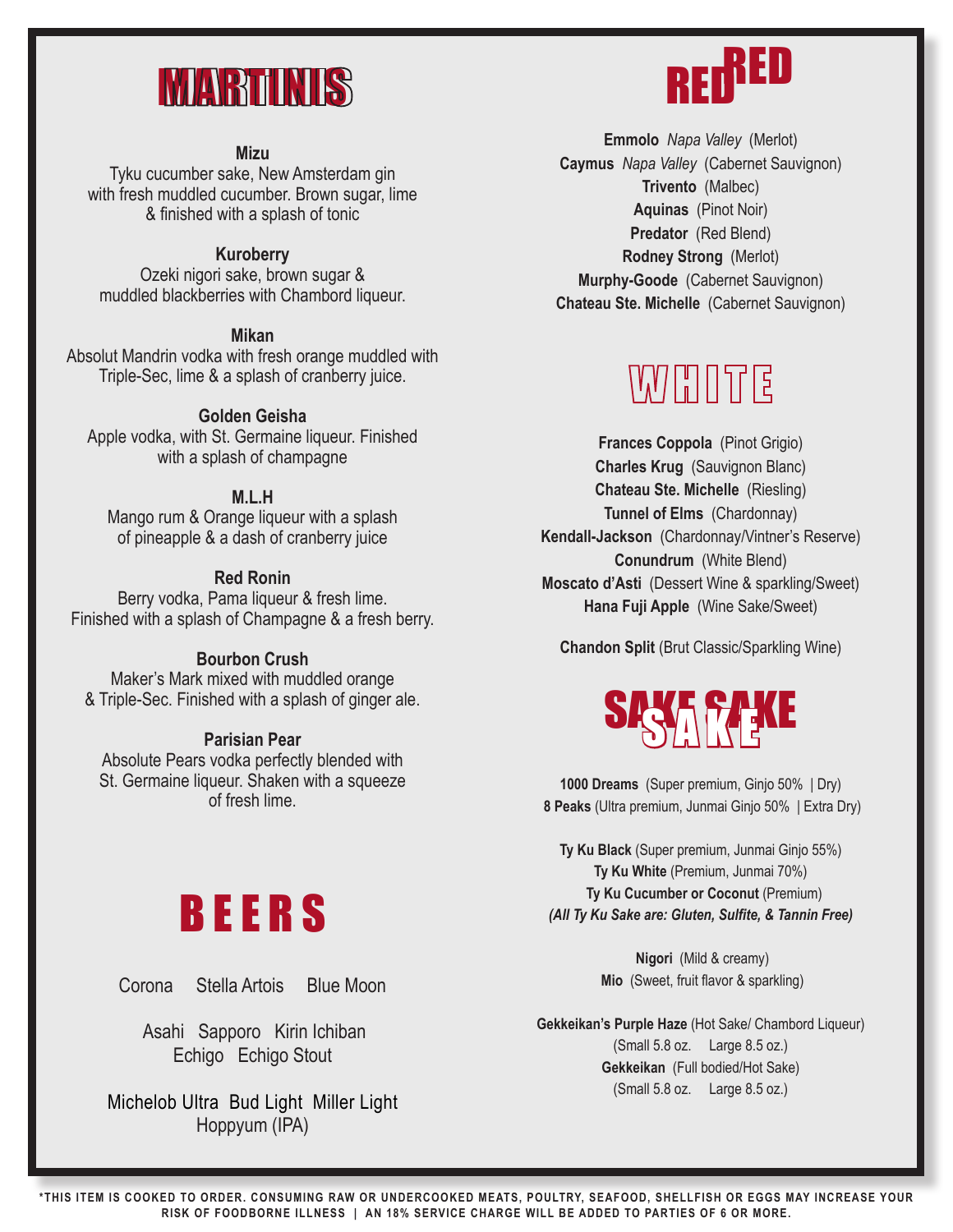# MARTINIS

**Mizu**
Tyku cucumber sake, New Amsterdam gin with fresh muddled cucumber. Brown sugar, lime & finished with a splash of tonic

**Kuroberry**
Ozeki nigori sake, brown sugar & muddled blackberries with Chambord liqueur.

**Mikan**
Absolut Mandrin vodka with fresh orange muddled with Triple-Sec, lime & a splash of cranberry juice.

**Golden Geisha**
Apple vodka, with St. Germaine liqueur. Finished with a splash of champagne

**M.L.H**
Mango rum & Orange liqueur with a splash of pineapple & a dash of cranberry juice

**Red Ronin**
Berry vodka, Pama liqueur & fresh lime. Finished with a splash of Champagne & a fresh berry.

**Bourbon Crush**
Maker's Mark mixed with muddled orange & Triple-Sec. Finished with a splash of ginger ale.

**Parisian Pear**
Absolute Pears vodka perfectly blended with St. Germaine liqueur. Shaken with a squeeze of fresh lime.

# BEERS

Corona Stella Artois Blue Moon

Asahi Sapporo Kirin Ichiban
Echigo Echigo Stout

Michelob Ultra Bud Light Miller Light
Hoppyum (IPA)

# RED

**Emmolo** *Napa Valley* (Merlot)
**Caymus** *Napa Valley* (Cabernet Sauvignon)
**Trivento** (Malbec)
**Aquinas** (Pinot Noir)
**Predator** (Red Blend)
**Rodney Strong** (Merlot)
**Murphy-Goode** (Cabernet Sauvignon)
**Chateau Ste. Michelle** (Cabernet Sauvignon)

# WHITE

**Frances Coppola** (Pinot Grigio)
**Charles Krug** (Sauvignon Blanc)
**Chateau Ste. Michelle** (Riesling)
**Tunnel of Elms** (Chardonnay)
**Kendall-Jackson** (Chardonnay/Vintner's Reserve)
**Conundrum** (White Blend)
**Moscato d'Asti** (Dessert Wine & sparkling/Sweet)
**Hana Fuji Apple** (Wine Sake/Sweet)

**Chandon Split** (Brut Classic/Sparkling Wine)

# SAKE

**1000 Dreams** (Super premium, Ginjo 50% | Dry)
**8 Peaks** (Ultra premium, Junmai Ginjo 50% | Extra Dry)

**Ty Ku Black** (Super premium, Junmai Ginjo 55%)
**Ty Ku White** (Premium, Junmai 70%)
**Ty Ku Cucumber or Coconut** (Premium)
***(All Ty Ku Sake are: Gluten, Sulfite, & Tannin Free)***

**Nigori** (Mild & creamy)
**Mio** (Sweet, fruit flavor & sparkling)

**Gekkeikan's Purple Haze** (Hot Sake/ Chambord Liqueur)
(Small 5.8 oz. Large 8.5 oz.)
**Gekkeikan** (Full bodied/Hot Sake)
(Small 5.8 oz. Large 8.5 oz.)

*THIS ITEM IS COOKED TO ORDER. CONSUMING RAW OR UNDERCOOKED MEATS, POULTRY, SEAFOOD, SHELLFISH OR EGGS MAY INCREASE YOUR RISK OF FOODBORNE ILLNESS | AN 18% SERVICE CHARGE WILL BE ADDED TO PARTIES OF 6 OR MORE.